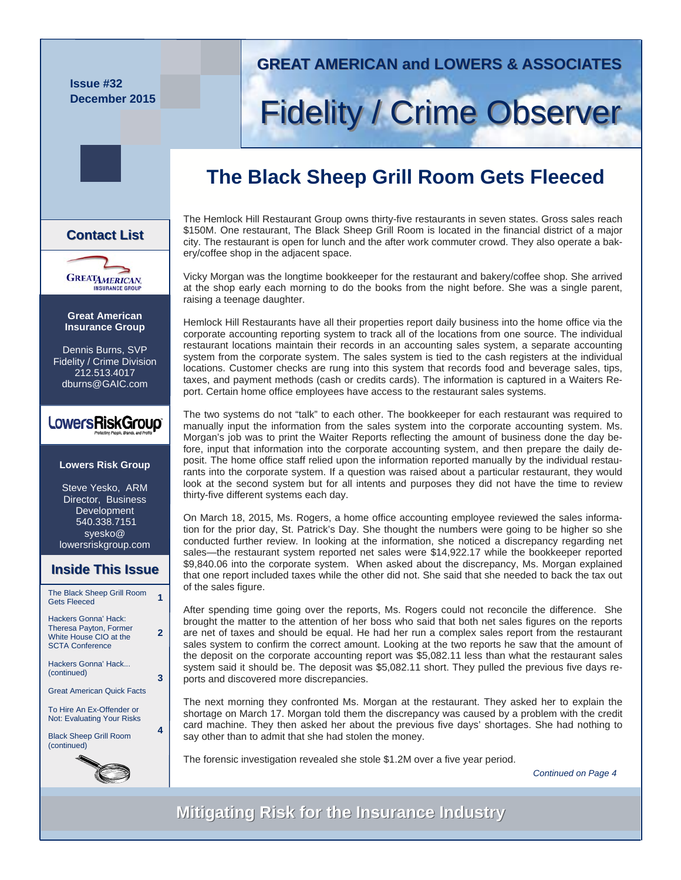**Issue #32**
**December 2015**

## GREAT AMERICAN and LOWERS & ASSOCIATES

# Fidelity / Crime Observer

## The Black Sheep Grill Room Gets Fleeced

The Hemlock Hill Restaurant Group owns thirty-five restaurants in seven states. Gross sales reach $150M. One restaurant, The Black Sheep Grill Room is located in the financial district of a major city. The restaurant is open for lunch and the after work commuter crowd. They also operate a bakery/coffee shop in the adjacent space.

Vicky Morgan was the longtime bookkeeper for the restaurant and bakery/coffee shop. She arrived at the shop early each morning to do the books from the night before. She was a single parent, raising a teenage daughter.

Hemlock Hill Restaurants have all their properties report daily business into the home office via the corporate accounting reporting system to track all of the locations from one source. The individual restaurant locations maintain their records in an accounting sales system, a separate accounting system from the corporate system. The sales system is tied to the cash registers at the individual locations. Customer checks are rung into this system that records food and beverage sales, tips, taxes, and payment methods (cash or credits cards). The information is captured in a Waiters Report. Certain home office employees have access to the restaurant sales systems.

The two systems do not "talk" to each other. The bookkeeper for each restaurant was required to manually input the information from the sales system into the corporate accounting system. Ms. Morgan's job was to print the Waiter Reports reflecting the amount of business done the day before, input that information into the corporate accounting system, and then prepare the daily deposit. The home office staff relied upon the information reported manually by the individual restaurants into the corporate system. If a question was raised about a particular restaurant, they would look at the second system but for all intents and purposes they did not have the time to review thirty-five different systems each day.

On March 18, 2015, Ms. Rogers, a home office accounting employee reviewed the sales information for the prior day, St. Patrick's Day. She thought the numbers were going to be higher so she conducted further review. In looking at the information, she noticed a discrepancy regarding net sales—the restaurant system reported net sales were $14,922.17 while the bookkeeper reported $9,840.06 into the corporate system. When asked about the discrepancy, Ms. Morgan explained that one report included taxes while the other did not. She said that she needed to back the tax out of the sales figure.

After spending time going over the reports, Ms. Rogers could not reconcile the difference. She brought the matter to the attention of her boss who said that both net sales figures on the reports are net of taxes and should be equal. He had her run a complex sales report from the restaurant sales system to confirm the correct amount. Looking at the two reports he saw that the amount of the deposit on the corporate accounting report was $5,082.11 less than what the restaurant sales system said it should be. The deposit was $5,082.11 short. They pulled the previous five days reports and discovered more discrepancies.

The next morning they confronted Ms. Morgan at the restaurant. They asked her to explain the shortage on March 17. Morgan told them the discrepancy was caused by a problem with the credit card machine. They then asked her about the previous five days' shortages. She had nothing to say other than to admit that she had stolen the money.

The forensic investigation revealed she stole $1.2M over a five year period.

*Continued on Page 4*

### Contact List

**Great American Insurance Group**

Dennis Burns, SVP
Fidelity / Crime Division
212.513.4017
dburns@GAIC.com

**Lowers Risk Group**

Steve Yesko, ARM
Director, Business Development
540.338.7151
syesko@lowersriskgroup.com

### Inside This Issue

| Article | Page |
|---|---|
| The Black Sheep Grill Room Gets Fleeced | 1 |
| Hackers Gonna' Hack: Theresa Payton, Former White House CIO at the SCTA Conference | 2 |
| Hackers Gonna' Hack... (continued) | 3 |
| Great American Quick Facts | |
| To Hire An Ex-Offender or Not: Evaluating Your Risks | 4 |
| Black Sheep Grill Room (continued) | |

**Mitigating Risk for the Insurance Industry**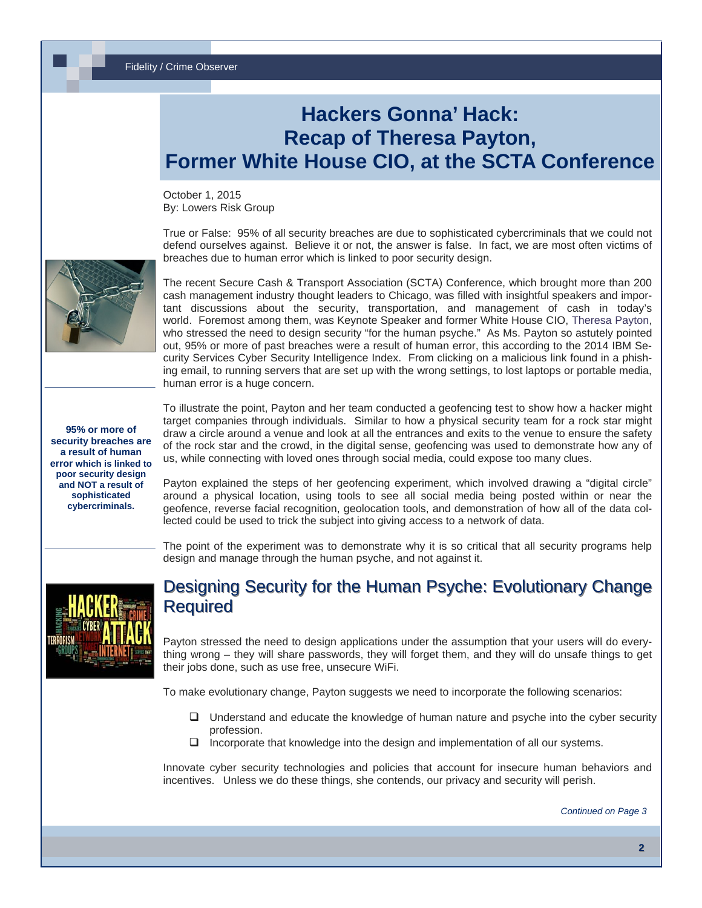# Hackers Gonna' Hack: Recap of Theresa Payton, Former White House CIO, at the SCTA Conference

October 1, 2015
By: Lowers Risk Group

True or False: 95% of all security breaches are due to sophisticated cybercriminals that we could not defend ourselves against. Believe it or not, the answer is false. In fact, we are most often victims of breaches due to human error which is linked to poor security design.

The recent Secure Cash & Transport Association (SCTA) Conference, which brought more than 200 cash management industry thought leaders to Chicago, was filled with insightful speakers and important discussions about the security, transportation, and management of cash in today's world. Foremost among them, was Keynote Speaker and former White House CIO, Theresa Payton, who stressed the need to design security "for the human psyche." As Ms. Payton so astutely pointed out, 95% or more of past breaches were a result of human error, this according to the 2014 IBM Security Services Cyber Security Intelligence Index. From clicking on a malicious link found in a phishing email, to running servers that are set up with the wrong settings, to lost laptops or portable media, human error is a huge concern.

**95% or more of security breaches are a result of human error which is linked to poor security design and NOT a result of sophisticated cybercriminals.**

To illustrate the point, Payton and her team conducted a geofencing test to show how a hacker might target companies through individuals. Similar to how a physical security team for a rock star might draw a circle around a venue and look at all the entrances and exits to the venue to ensure the safety of the rock star and the crowd, in the digital sense, geofencing was used to demonstrate how any of us, while connecting with loved ones through social media, could expose too many clues.

Payton explained the steps of her geofencing experiment, which involved drawing a "digital circle" around a physical location, using tools to see all social media being posted within or near the geofence, reverse facial recognition, geolocation tools, and demonstration of how all of the data collected could be used to trick the subject into giving access to a network of data.

The point of the experiment was to demonstrate why it is so critical that all security programs help design and manage through the human psyche, and not against it.

## Designing Security for the Human Psyche: Evolutionary Change Required

Payton stressed the need to design applications under the assumption that your users will do everything wrong – they will share passwords, they will forget them, and they will do unsafe things to get their jobs done, such as use free, unsecure WiFi.

To make evolutionary change, Payton suggests we need to incorporate the following scenarios:

- Understand and educate the knowledge of human nature and psyche into the cyber security profession.
- Incorporate that knowledge into the design and implementation of all our systems.

Innovate cyber security technologies and policies that account for insecure human behaviors and incentives. Unless we do these things, she contends, our privacy and security will perish.

*Continued on Page 3*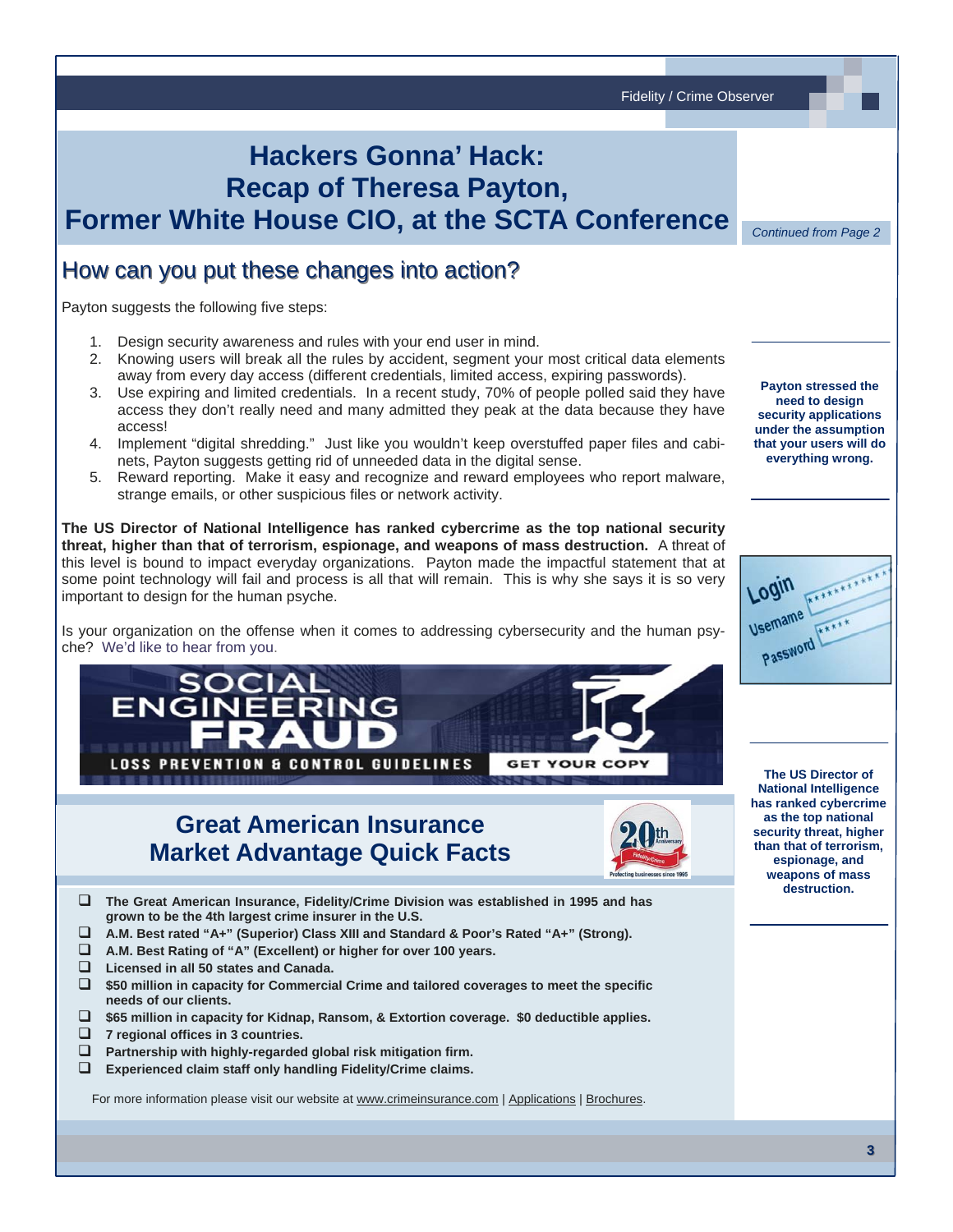# Hackers Gonna' Hack: Recap of Theresa Payton, Former White House CIO, at the SCTA Conference

*Continued from Page 2*

## How can you put these changes into action?

Payton suggests the following five steps:

1. Design security awareness and rules with your end user in mind.
2. Knowing users will break all the rules by accident, segment your most critical data elements away from every day access (different credentials, limited access, expiring passwords).
3. Use expiring and limited credentials. In a recent study, 70% of people polled said they have access they don't really need and many admitted they peak at the data because they have access!
4. Implement "digital shredding." Just like you wouldn't keep overstuffed paper files and cabinets, Payton suggests getting rid of unneeded data in the digital sense.
5. Reward reporting. Make it easy and recognize and reward employees who report malware, strange emails, or other suspicious files or network activity.

**Payton stressed the need to design security applications under the assumption that your users will do everything wrong.**

**The US Director of National Intelligence has ranked cybercrime as the top national security threat, higher than that of terrorism, espionage, and weapons of mass destruction.** A threat of this level is bound to impact everyday organizations. Payton made the impactful statement that at some point technology will fail and process is all that will remain. This is why she says it is so very important to design for the human psyche.

Is your organization on the offense when it comes to addressing cybersecurity and the human psyche? We'd like to hear from you.

**The US Director of National Intelligence has ranked cybercrime as the top national security threat, higher than that of terrorism, espionage, and weapons of mass destruction.**

SOCIAL ENGINEERING FRAUD — LOSS PREVENTION & CONTROL GUIDELINES — GET YOUR COPY

## Great American Insurance Market Advantage Quick Facts

- **The Great American Insurance, Fidelity/Crime Division was established in 1995 and has grown to be the 4th largest crime insurer in the U.S.**
- **A.M. Best rated "A+" (Superior) Class XIII and Standard & Poor's Rated "A+" (Strong).**
- **A.M. Best Rating of "A" (Excellent) or higher for over 100 years.**
- **Licensed in all 50 states and Canada.**
- **$50 million in capacity for Commercial Crime and tailored coverages to meet the specific needs of our clients.**
- **$65 million in capacity for Kidnap, Ransom, & Extortion coverage. $0 deductible applies.**
- **7 regional offices in 3 countries.**
- **Partnership with highly-regarded global risk mitigation firm.**
- **Experienced claim staff only handling Fidelity/Crime claims.**

For more information please visit our website at www.crimeinsurance.com | Applications | Brochures.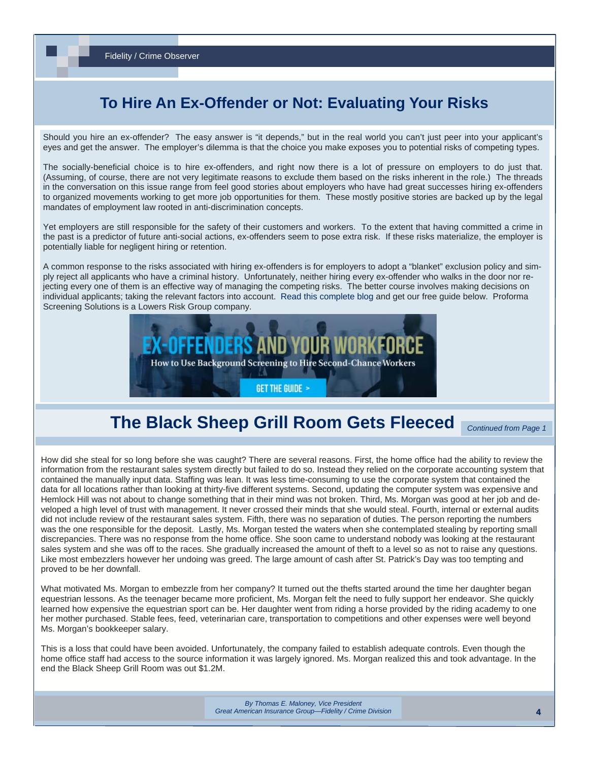## To Hire An Ex-Offender or Not: Evaluating Your Risks

Should you hire an ex-offender? The easy answer is "it depends," but in the real world you can't just peer into your applicant's eyes and get the answer. The employer's dilemma is that the choice you make exposes you to potential risks of competing types.

The socially-beneficial choice is to hire ex-offenders, and right now there is a lot of pressure on employers to do just that. (Assuming, of course, there are not very legitimate reasons to exclude them based on the risks inherent in the role.) The threads in the conversation on this issue range from feel good stories about employers who have had great successes hiring ex-offenders to organized movements working to get more job opportunities for them. These mostly positive stories are backed up by the legal mandates of employment law rooted in anti-discrimination concepts.

Yet employers are still responsible for the safety of their customers and workers. To the extent that having committed a crime in the past is a predictor of future anti-social actions, ex-offenders seem to pose extra risk. If these risks materialize, the employer is potentially liable for negligent hiring or retention.

A common response to the risks associated with hiring ex-offenders is for employers to adopt a "blanket" exclusion policy and simply reject all applicants who have a criminal history. Unfortunately, neither hiring every ex-offender who walks in the door nor rejecting every one of them is an effective way of managing the competing risks. The better course involves making decisions on individual applicants; taking the relevant factors into account. Read this complete blog and get our free guide below. Proforma Screening Solutions is a Lowers Risk Group company.

EX-OFFENDERS AND YOUR WORKFORCE

How to Use Background Screening to Hire Second-Chance Workers

GET THE GUIDE >

## The Black Sheep Grill Room Gets Fleeced

*Continued from Page 1*

How did she steal for so long before she was caught? There are several reasons. First, the home office had the ability to review the information from the restaurant sales system directly but failed to do so. Instead they relied on the corporate accounting system that contained the manually input data. Staffing was lean. It was less time-consuming to use the corporate system that contained the data for all locations rather than looking at thirty-five different systems. Second, updating the computer system was expensive and Hemlock Hill was not about to change something that in their mind was not broken. Third, Ms. Morgan was good at her job and developed a high level of trust with management. It never crossed their minds that she would steal. Fourth, internal or external audits did not include review of the restaurant sales system. Fifth, there was no separation of duties. The person reporting the numbers was the one responsible for the deposit. Lastly, Ms. Morgan tested the waters when she contemplated stealing by reporting small discrepancies. There was no response from the home office. She soon came to understand nobody was looking at the restaurant sales system and she was off to the races. She gradually increased the amount of theft to a level so as not to raise any questions. Like most embezzlers however her undoing was greed. The large amount of cash after St. Patrick's Day was too tempting and proved to be her downfall.

What motivated Ms. Morgan to embezzle from her company? It turned out the thefts started around the time her daughter began equestrian lessons. As the teenager became more proficient, Ms. Morgan felt the need to fully support her endeavor. She quickly learned how expensive the equestrian sport can be. Her daughter went from riding a horse provided by the riding academy to one her mother purchased. Stable fees, feed, veterinarian care, transportation to competitions and other expenses were well beyond Ms. Morgan's bookkeeper salary.

This is a loss that could have been avoided. Unfortunately, the company failed to establish adequate controls. Even though the home office staff had access to the source information it was largely ignored. Ms. Morgan realized this and took advantage. In the end the Black Sheep Grill Room was out $1.2M.

*By Thomas E. Maloney, Vice President*
*Great American Insurance Group—Fidelity / Crime Division*